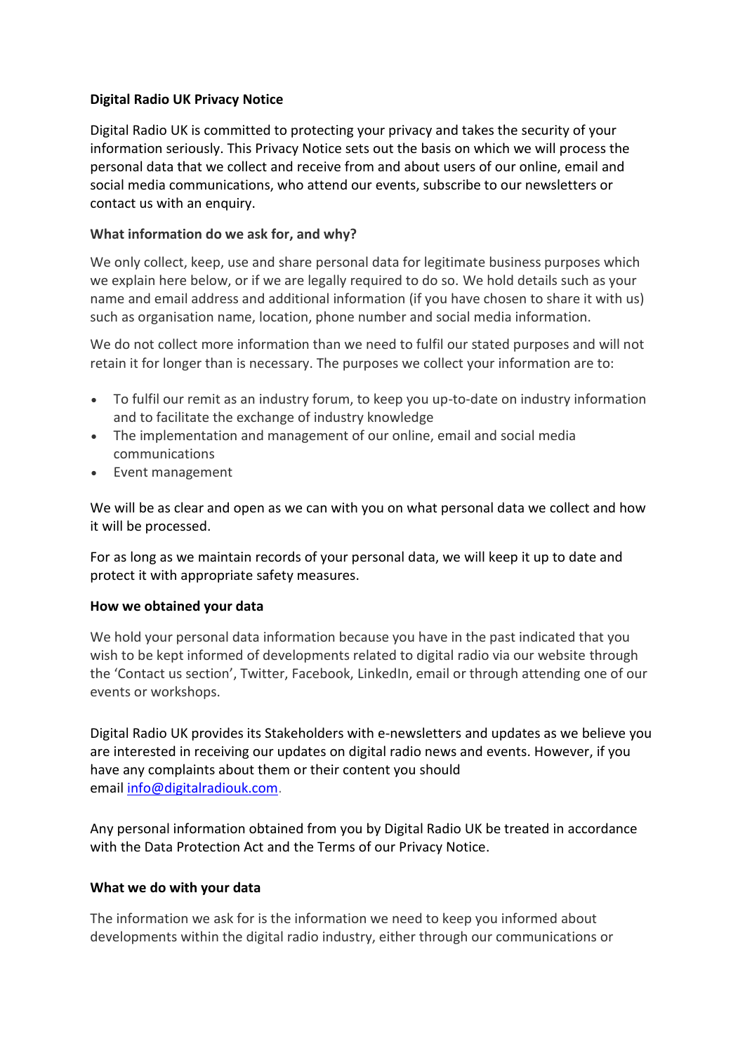**Digital Radio UK Privacy Notice**

Digital Radio UK is committed to protecting your privacy and takes the security of your information seriously. This Privacy Notice sets out the basis on which we will process the personal data that we collect and receive from and about users of our online, email and social media communications, who attend our events, subscribe to our newsletters or contact us with an enquiry.

**What information do we ask for, and why?**

We only collect, keep, use and share personal data for legitimate business purposes which we explain here below, or if we are legally required to do so. We hold details such as your name and email address and additional information (if you have chosen to share it with us) such as organisation name, location, phone number and social media information.

We do not collect more information than we need to fulfil our stated purposes and will not retain it for longer than is necessary. The purposes we collect your information are to:

- To fulfil our remit as an industry forum, to keep you up-to-date on industry information and to facilitate the exchange of industry knowledge
- The implementation and management of our online, email and social media communications
- Event management

We will be as clear and open as we can with you on what personal data we collect and how it will be processed.

For as long as we maintain records of your personal data, we will keep it up to date and protect it with appropriate safety measures.

**How we obtained your data**

We hold your personal data information because you have in the past indicated that you wish to be kept informed of developments related to digital radio via our website through the 'Contact us section', Twitter, Facebook, LinkedIn, email or through attending one of our events or workshops.

Digital Radio UK provides its Stakeholders with e-newsletters and updates as we believe you are interested in receiving our updates on digital radio news and events. However, if you have any complaints about them or their content you should email info@digitalradiouk.com.

Any personal information obtained from you by Digital Radio UK be treated in accordance with the Data Protection Act and the Terms of our Privacy Notice.

**What we do with your data**

The information we ask for is the information we need to keep you informed about developments within the digital radio industry, either through our communications or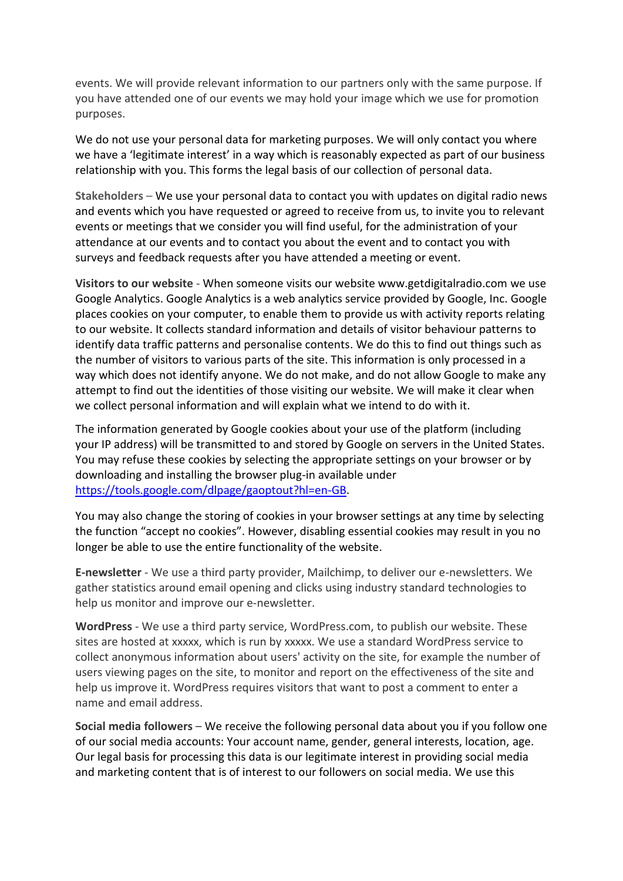events. We will provide relevant information to our partners only with the same purpose. If you have attended one of our events we may hold your image which we use for promotion purposes.

We do not use your personal data for marketing purposes. We will only contact you where we have a 'legitimate interest' in a way which is reasonably expected as part of our business relationship with you. This forms the legal basis of our collection of personal data.

**Stakeholders** – We use your personal data to contact you with updates on digital radio news and events which you have requested or agreed to receive from us, to invite you to relevant events or meetings that we consider you will find useful, for the administration of your attendance at our events and to contact you about the event and to contact you with surveys and feedback requests after you have attended a meeting or event.

**Visitors to our website** - When someone visits our website www.getdigitalradio.com we use Google Analytics. Google Analytics is a web analytics service provided by Google, Inc. Google places cookies on your computer, to enable them to provide us with activity reports relating to our website. It collects standard information and details of visitor behaviour patterns to identify data traffic patterns and personalise contents. We do this to find out things such as the number of visitors to various parts of the site. This information is only processed in a way which does not identify anyone. We do not make, and do not allow Google to make any attempt to find out the identities of those visiting our website. We will make it clear when we collect personal information and will explain what we intend to do with it.

The information generated by Google cookies about your use of the platform (including your IP address) will be transmitted to and stored by Google on servers in the United States. You may refuse these cookies by selecting the appropriate settings on your browser or by downloading and installing the browser plug-in available under [https://tools.google.com/dlpage/gaoptout?hl=en-GB](https://tools.google.com/dlpage/gaoptout?hl=en-GB).

You may also change the storing of cookies in your browser settings at any time by selecting the function "accept no cookies". However, disabling essential cookies may result in you no longer be able to use the entire functionality of the website.

**E-newsletter** - We use a third party provider, Mailchimp, to deliver our e-newsletters. We gather statistics around email opening and clicks using industry standard technologies to help us monitor and improve our e-newsletter.

**WordPress** - We use a third party service, WordPress.com, to publish our website. These sites are hosted at xxxxx, which is run by xxxxx. We use a standard WordPress service to collect anonymous information about users' activity on the site, for example the number of users viewing pages on the site, to monitor and report on the effectiveness of the site and help us improve it. WordPress requires visitors that want to post a comment to enter a name and email address.

**Social media followers** – We receive the following personal data about you if you follow one of our social media accounts: Your account name, gender, general interests, location, age. Our legal basis for processing this data is our legitimate interest in providing social media and marketing content that is of interest to our followers on social media. We use this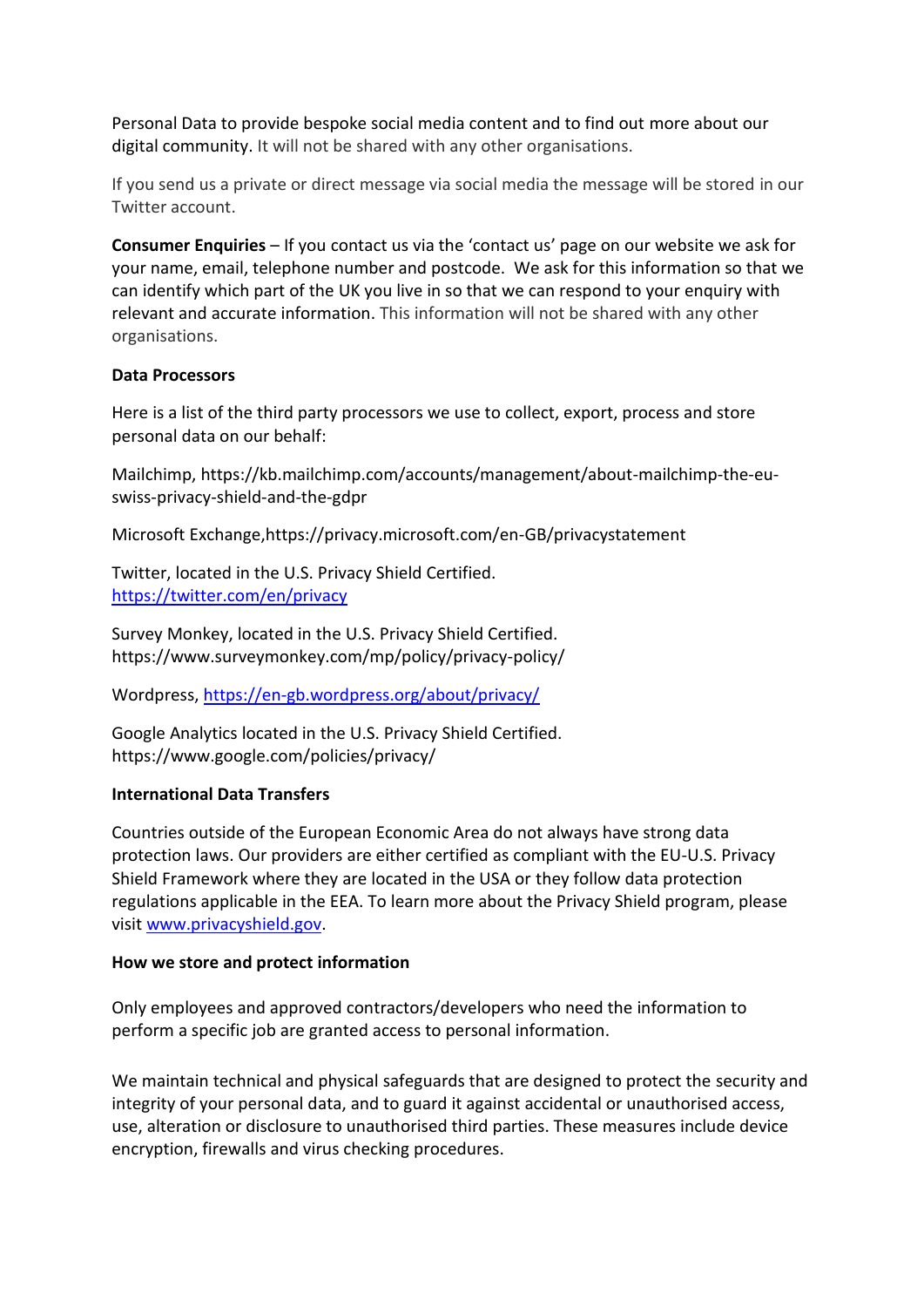Personal Data to provide bespoke social media content and to find out more about our digital community. It will not be shared with any other organisations.

If you send us a private or direct message via social media the message will be stored in our Twitter account.

**Consumer Enquiries** – If you contact us via the 'contact us' page on our website we ask for your name, email, telephone number and postcode. We ask for this information so that we can identify which part of the UK you live in so that we can respond to your enquiry with relevant and accurate information. This information will not be shared with any other organisations.

**Data Processors**

Here is a list of the third party processors we use to collect, export, process and store personal data on our behalf:

Mailchimp, https://kb.mailchimp.com/accounts/management/about-mailchimp-the-eu-swiss-privacy-shield-and-the-gdpr

Microsoft Exchange,https://privacy.microsoft.com/en-GB/privacystatement

Twitter, located in the U.S. Privacy Shield Certified.
https://twitter.com/en/privacy

Survey Monkey, located in the U.S. Privacy Shield Certified.
https://www.surveymonkey.com/mp/policy/privacy-policy/

Wordpress, https://en-gb.wordpress.org/about/privacy/

Google Analytics located in the U.S. Privacy Shield Certified.
https://www.google.com/policies/privacy/

**International Data Transfers**

Countries outside of the European Economic Area do not always have strong data protection laws. Our providers are either certified as compliant with the EU-U.S. Privacy Shield Framework where they are located in the USA or they follow data protection regulations applicable in the EEA. To learn more about the Privacy Shield program, please visit www.privacyshield.gov.

**How we store and protect information**

Only employees and approved contractors/developers who need the information to perform a specific job are granted access to personal information.

We maintain technical and physical safeguards that are designed to protect the security and integrity of your personal data, and to guard it against accidental or unauthorised access, use, alteration or disclosure to unauthorised third parties. These measures include device encryption, firewalls and virus checking procedures.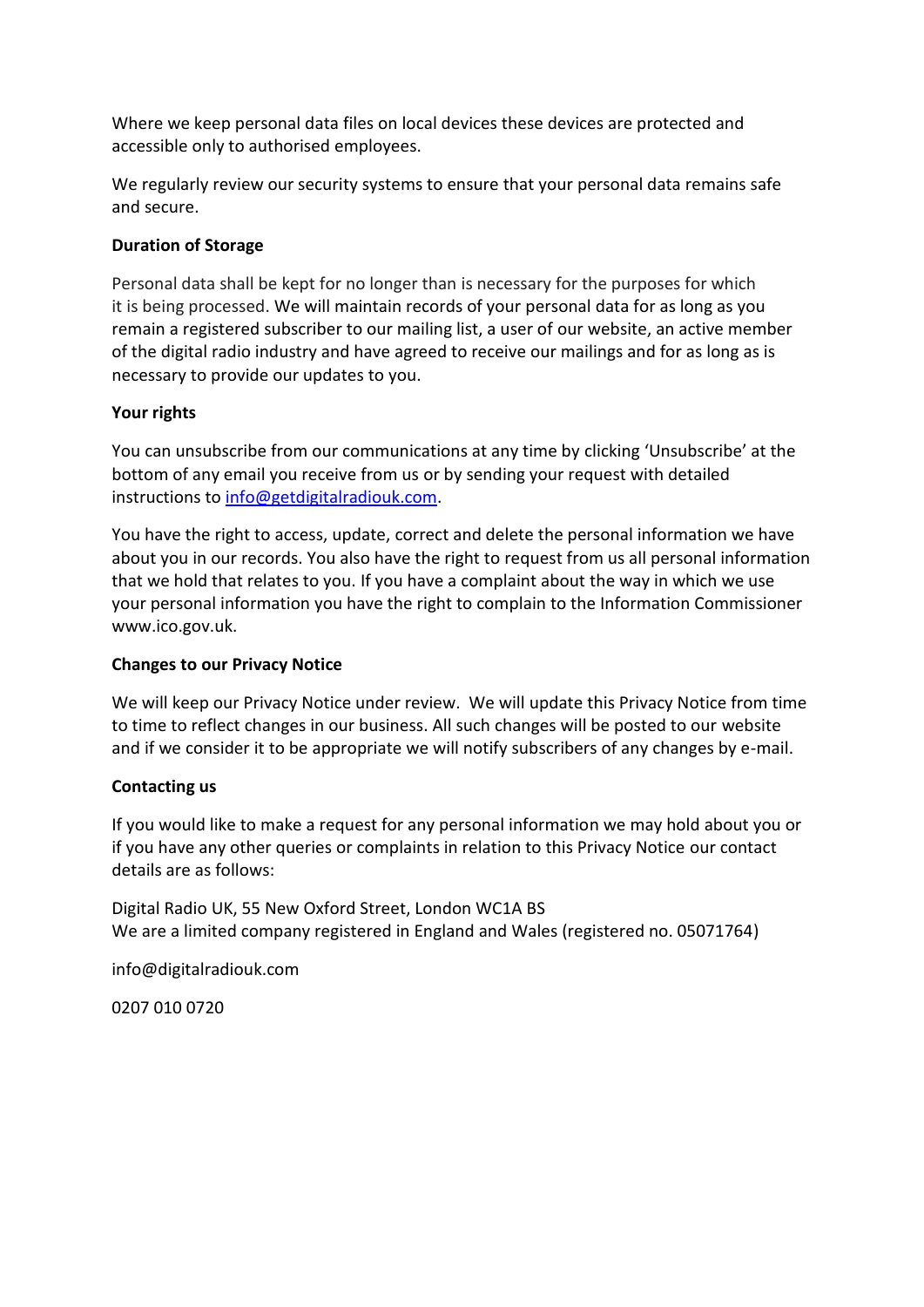Where we keep personal data files on local devices these devices are protected and accessible only to authorised employees.

We regularly review our security systems to ensure that your personal data remains safe and secure.

**Duration of Storage**

Personal data shall be kept for no longer than is necessary for the purposes for which it is being processed. We will maintain records of your personal data for as long as you remain a registered subscriber to our mailing list, a user of our website, an active member of the digital radio industry and have agreed to receive our mailings and for as long as is necessary to provide our updates to you.

**Your rights**

You can unsubscribe from our communications at any time by clicking 'Unsubscribe' at the bottom of any email you receive from us or by sending your request with detailed instructions to info@getdigitalradiouk.com.

You have the right to access, update, correct and delete the personal information we have about you in our records. You also have the right to request from us all personal information that we hold that relates to you. If you have a complaint about the way in which we use your personal information you have the right to complain to the Information Commissioner www.ico.gov.uk.

**Changes to our Privacy Notice**

We will keep our Privacy Notice under review. We will update this Privacy Notice from time to time to reflect changes in our business. All such changes will be posted to our website and if we consider it to be appropriate we will notify subscribers of any changes by e-mail.

**Contacting us**

If you would like to make a request for any personal information we may hold about you or if you have any other queries or complaints in relation to this Privacy Notice our contact details are as follows:

Digital Radio UK, 55 New Oxford Street, London WC1A BS
We are a limited company registered in England and Wales (registered no. 05071764)

info@digitalradiouk.com

0207 010 0720